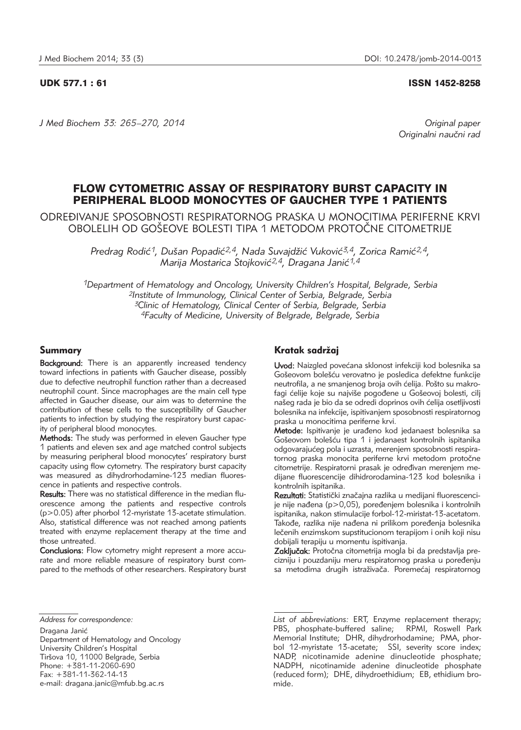UDK 577.1 : 61 ISSN 1452-8258

*J Med Biochem 33: 265–270, 2014*

*Original paper*
*Originalni naučni rad*

# FLOW CYTOMETRIC ASSAY OF RESPIRATORY BURST CAPACITY IN PERIPHERAL BLOOD MONOCYTES OF GAUCHER TYPE 1 PATIENTS

## ODREĐIVANJE SPOSOBNOSTI RESPIRATORNOG PRASKA U MONOCITIMA PERIFERNE KRVI OBOLELIH OD GOŠEOVE BOLESTI TIPA 1 METODOM PROTOČNE CITOMETRIJE

*Predrag Rodić[1], Dušan Popadić[2,4], Nada Suvajdžić Vuković[3,4], Zorica Ramić[2,4], Marija Mostarica Stojković[2,4], Dragana Janić[1,4]*

*[1]Department of Hematology and Oncology, University Children's Hospital, Belgrade, Serbia*
*[2]Institute of Immunology, Clinical Center of Serbia, Belgrade, Serbia*
*[3]Clinic of Hematology, Clinical Center of Serbia, Belgrade, Serbia*
*[4]Faculty of Medicine, University of Belgrade, Belgrade, Serbia*

### Summary

**Background:** There is an apparently increased tendency toward infections in patients with Gaucher disease, possibly due to defective neutrophil function rather than a decreased neutrophil count. Since macrophages are the main cell type affected in Gaucher disease, our aim was to determine the contribution of these cells to the susceptibility of Gaucher patients to infection by studying the respiratory burst capacity of peripheral blood monocytes.

**Methods:** The study was performed in eleven Gaucher type 1 patients and eleven sex and age matched control subjects by measuring peripheral blood monocytes' respiratory burst capacity using flow cytometry. The respiratory burst capacity was measured as dihydrorhodamine-123 median fluorescence in patients and respective controls.

**Results:** There was no statistical difference in the median fluorescence among the patients and respective controls ($p>0.05$) after phorbol 12-myristate 13-acetate stimulation. Also, statistical difference was not reached among patients treated with enzyme replacement therapy at the time and those untreated.

**Conclusions:** Flow cytometry might represent a more accurate and more reliable measure of respiratory burst compared to the methods of other researchers. Respiratory burst

### Kratak sadržaj

**Uvod:** Naizgled povećana sklonost infekciji kod bolesnika sa Gošeovom bolešću verovatno je posledica defektne funkcije neutrofila, a ne smanjenog broja ovih ćelija. Pošto su makrofagi ćelije koje su najviše pogođene u Gošeovoj bolesti, cilj našeg rada je bio da se odredi doprinos ovih ćelija osetljivosti bolesnika na infekcije, ispitivanjem sposobnosti respiratornog praska u monocitima periferne krvi.

**Metode:** Ispitivanje je urađeno kod jedanaest bolesnika sa Gošeovom bolešću tipa 1 i jedanaest kontrolnih ispitanika odgovarajućeg pola i uzrasta, merenjem sposobnosti respiratornog praska monocita periferne krvi metodom protočne citometrije. Respiratorni prasak je određivan merenjem medijane fluorescencije dihidrorodamina-123 kod bolesnika i kontrolnih ispitanika.

**Rezultati:** Statistički značajna razlika u medijani fluorescencije nije nađena ($p>0,05$), poređenjem bolesnika i kontrolnih ispitanika, nakon stimulacije forbol-12-miristat-13-acetatom. Takođe, razlika nije nađena ni prilikom poređenja bolesnika lečenih enzimskom supstitucionom terapijom i onih koji nisu dobijali terapiju u momentu ispitivanja.

**Zaključak:** Protočna citometrija mogla bi da predstavlja precizniju i pouzdaniju meru respiratornog praska u poređenju sa metodima drugih istraživača. Poremećaj respiratornog

---

*Address for correspondence:*

Dragana Janić
Department of Hematology and Oncology
University Children's Hospital
Tiršova 10, 11000 Belgrade, Serbia
Phone: +381-11-2060-690
Fax: +381-11-362-14-13
e-mail: dragana.janic@mfub.bg.ac.rs

*List of abbreviations:* ERT, Enzyme replacement therapy; PBS, phosphate-buffered saline; RPMI, Roswell Park Memorial Institute; DHR, dihydrorhodamine; PMA, phorbol 12-myristate 13-acetate; SSI, severity score index; NADP, nicotinamide adenine dinucleotide phosphate; NADPH, nicotinamide adenine dinucleotide phosphate (reduced form); DHE, dihydroethidium; EB, ethidium bromide.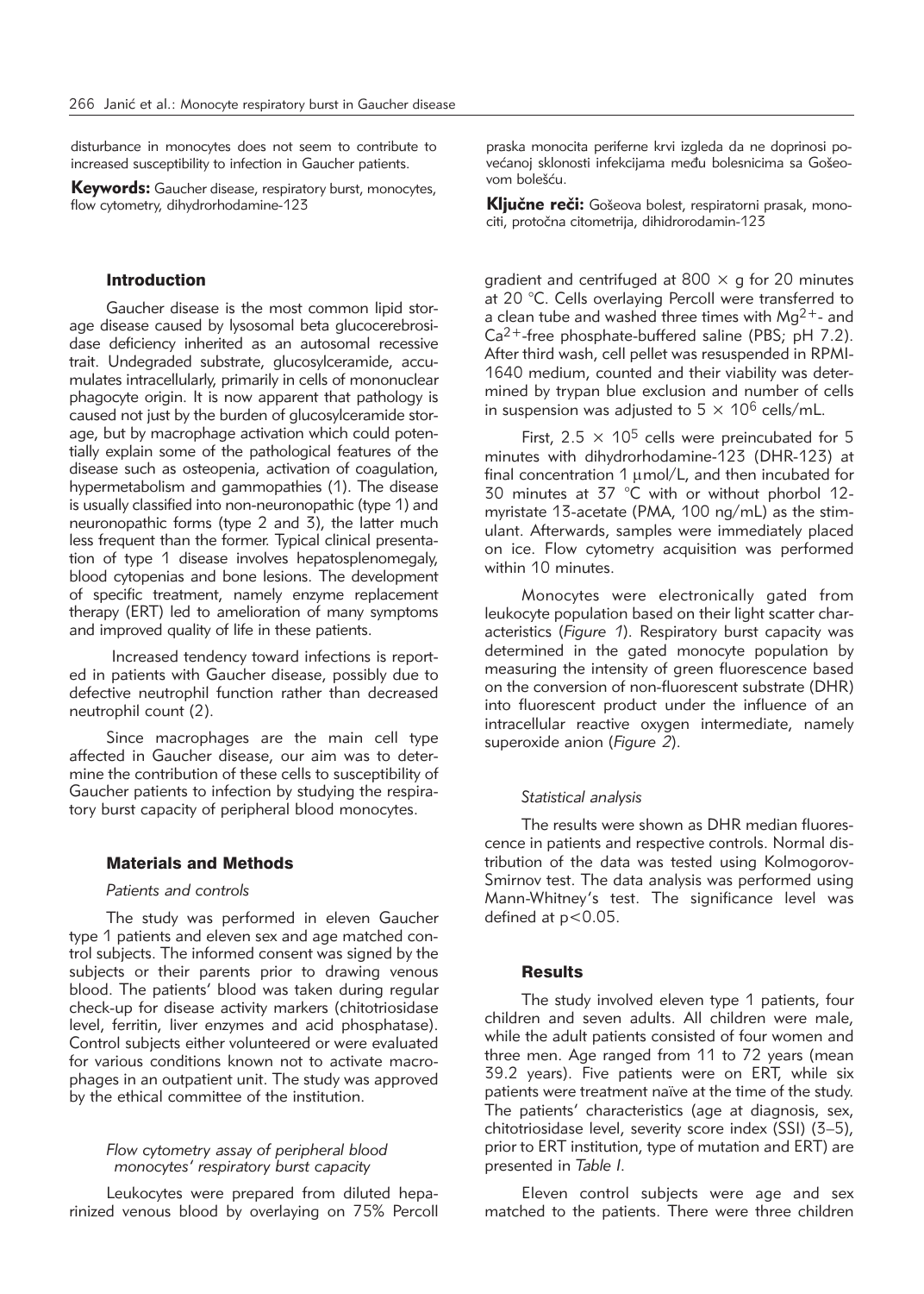disturbance in monocytes does not seem to contribute to increased susceptibility to infection in Gaucher patients.

**Keywords:** Gaucher disease, respiratory burst, monocytes, flow cytometry, dihydrorhodamine-123

praska monocita periferne krvi izgleda da ne doprinosi povećanoj sklonosti infekcijama među bolesnicima sa Gošeovom bolešću.

**Ključne reči:** Gošeova bolest, respiratorni prasak, monociti, protočna citometrija, dihidrorodamin-123

## Introduction

Gaucher disease is the most common lipid storage disease caused by lysosomal beta glucocerebrosidase deficiency inherited as an autosomal recessive trait. Undegraded substrate, glucosylceramide, accumulates intracellularly, primarily in cells of mononuclear phagocyte origin. It is now apparent that pathology is caused not just by the burden of glucosylceramide storage, but by macrophage activation which could potentially explain some of the pathological features of the disease such as osteopenia, activation of coagulation, hypermetabolism and gammopathies (1). The disease is usually classified into non-neuronopathic (type 1) and neuronopathic forms (type 2 and 3), the latter much less frequent than the former. Typical clinical presentation of type 1 disease involves hepatosplenomegaly, blood cytopenias and bone lesions. The development of specific treatment, namely enzyme replacement therapy (ERT) led to amelioration of many symptoms and improved quality of life in these patients.

Increased tendency toward infections is reported in patients with Gaucher disease, possibly due to defective neutrophil function rather than decreased neutrophil count (2).

Since macrophages are the main cell type affected in Gaucher disease, our aim was to determine the contribution of these cells to susceptibility of Gaucher patients to infection by studying the respiratory burst capacity of peripheral blood monocytes.

## Materials and Methods

### *Patients and controls*

The study was performed in eleven Gaucher type 1 patients and eleven sex and age matched control subjects. The informed consent was signed by the subjects or their parents prior to drawing venous blood. The patients' blood was taken during regular check-up for disease activity markers (chitotriosidase level, ferritin, liver enzymes and acid phosphatase). Control subjects either volunteered or were evaluated for various conditions known not to activate macrophages in an outpatient unit. The study was approved by the ethical committee of the institution.

### *Flow cytometry assay of peripheral blood monocytes' respiratory burst capacity*

Leukocytes were prepared from diluted heparinized venous blood by overlaying on 75% Percoll gradient and centrifuged at $800 \times g$ for 20 minutes at 20 °C. Cells overlaying Percoll were transferred to a clean tube and washed three times with $Mg^{2+}$- and $Ca^{2+}$-free phosphate-buffered saline (PBS; pH 7.2). After third wash, cell pellet was resuspended in RPMI-1640 medium, counted and their viability was determined by trypan blue exclusion and number of cells in suspension was adjusted to $5 \times 10^6$ cells/mL.

First, $2.5 \times 10^5$ cells were preincubated for 5 minutes with dihydrorhodamine-123 (DHR-123) at final concentration 1 μmol/L, and then incubated for 30 minutes at 37 °C with or without phorbol 12-myristate 13-acetate (PMA, 100 ng/mL) as the stimulant. Afterwards, samples were immediately placed on ice. Flow cytometry acquisition was performed within 10 minutes.

Monocytes were electronically gated from leukocyte population based on their light scatter characteristics (*Figure 1*). Respiratory burst capacity was determined in the gated monocyte population by measuring the intensity of green fluorescence based on the conversion of non-fluorescent substrate (DHR) into fluorescent product under the influence of an intracellular reactive oxygen intermediate, namely superoxide anion (*Figure 2*).

### *Statistical analysis*

The results were shown as DHR median fluorescence in patients and respective controls. Normal distribution of the data was tested using Kolmogorov-Smirnov test. The data analysis was performed using Mann-Whitney's test. The significance level was defined at $p<0.05$.

## Results

The study involved eleven type 1 patients, four children and seven adults. All children were male, while the adult patients consisted of four women and three men. Age ranged from 11 to 72 years (mean 39.2 years). Five patients were on ERT, while six patients were treatment naïve at the time of the study. The patients' characteristics (age at diagnosis, sex, chitotriosidase level, severity score index (SSI) (3–5), prior to ERT institution, type of mutation and ERT) are presented in *Table I*.

Eleven control subjects were age and sex matched to the patients. There were three children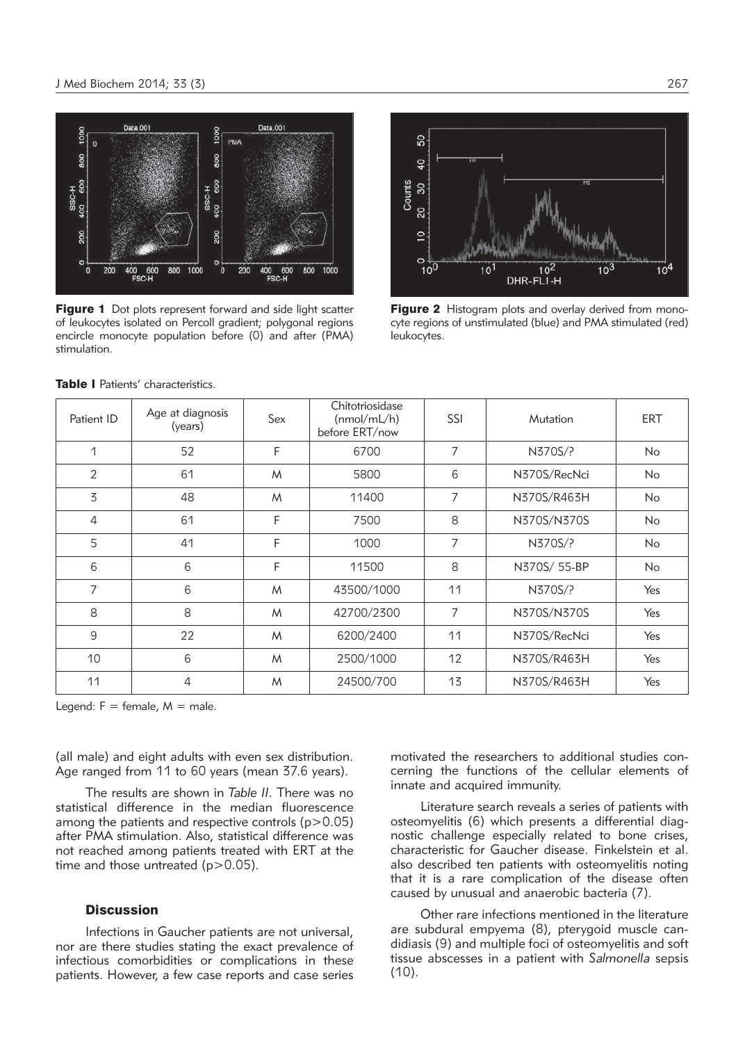Figure 1 Dot plots represent forward and side light scatter of leukocytes isolated on Percoll gradient; polygonal regions encircle monocyte population before (0) and after (PMA) stimulation.

Figure 2 Histogram plots and overlay derived from monocyte regions of unstimulated (blue) and PMA stimulated (red) leukocytes.

**Table I** Patients' characteristics.

| Patient ID | Age at diagnosis (years) | Sex | Chitotriosidase (nmol/mL/h) before ERT/now | SSI | Mutation | ERT |
|---|---|---|---|---|---|---|
| 1 | 52 | F | 6700 | 7 | N370S/? | No |
| 2 | 61 | M | 5800 | 6 | N370S/RecNci | No |
| 3 | 48 | M | 11400 | 7 | N370S/R463H | No |
| 4 | 61 | F | 7500 | 8 | N370S/N370S | No |
| 5 | 41 | F | 1000 | 7 | N370S/? | No |
| 6 | 6 | F | 11500 | 8 | N370S/ 55-BP | No |
| 7 | 6 | M | 43500/1000 | 11 | N370S/? | Yes |
| 8 | 8 | M | 42700/2300 | 7 | N370S/N370S | Yes |
| 9 | 22 | M | 6200/2400 | 11 | N370S/RecNci | Yes |
| 10 | 6 | M | 2500/1000 | 12 | N370S/R463H | Yes |
| 11 | 4 | M | 24500/700 | 13 | N370S/R463H | Yes |

Legend: F = female, M = male.

(all male) and eight adults with even sex distribution. Age ranged from 11 to 60 years (mean 37.6 years).

The results are shown in *Table II*. There was no statistical difference in the median fluorescence among the patients and respective controls ($p > 0.05$) after PMA stimulation. Also, statistical difference was not reached among patients treated with ERT at the time and those untreated ($p > 0.05$).

## Discussion

Infections in Gaucher patients are not universal, nor are there studies stating the exact prevalence of infectious comorbidities or complications in these patients. However, a few case reports and case series motivated the researchers to additional studies concerning the functions of the cellular elements of innate and acquired immunity.

Literature search reveals a series of patients with osteomyelitis (6) which presents a differential diagnostic challenge especially related to bone crises, characteristic for Gaucher disease. Finkelstein et al. also described ten patients with osteomyelitis noting that it is a rare complication of the disease often caused by unusual and anaerobic bacteria (7).

Other rare infections mentioned in the literature are subdural empyema (8), pterygoid muscle candidiasis (9) and multiple foci of osteomyelitis and soft tissue abscesses in a patient with *Salmonella* sepsis (10).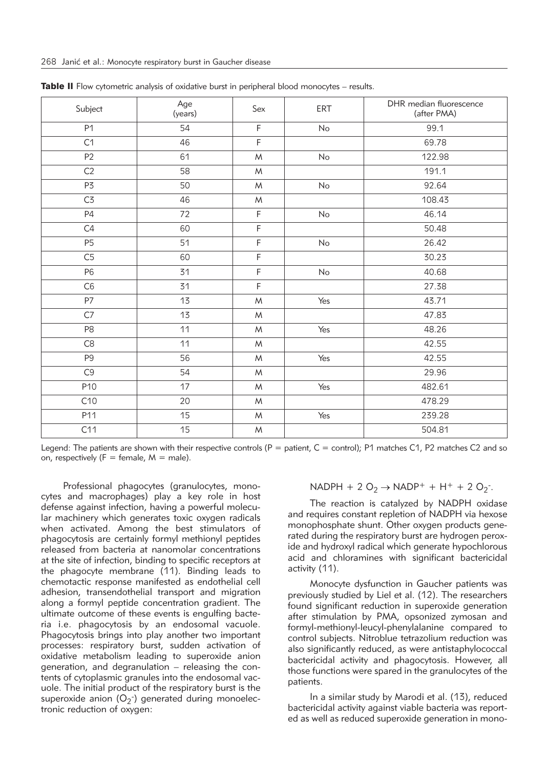**Table II** Flow cytometric analysis of oxidative burst in peripheral blood monocytes – results.

| Subject | Age (years) | Sex | ERT | DHR median fluorescence (after PMA) |
|---|---|---|---|---|
| P1 | 54 | F | No | 99.1 |
| C1 | 46 | F | | 69.78 |
| P2 | 61 | M | No | 122.98 |
| C2 | 58 | M | | 191.1 |
| P3 | 50 | M | No | 92.64 |
| C3 | 46 | M | | 108.43 |
| P4 | 72 | F | No | 46.14 |
| C4 | 60 | F | | 50.48 |
| P5 | 51 | F | No | 26.42 |
| C5 | 60 | F | | 30.23 |
| P6 | 31 | F | No | 40.68 |
| C6 | 31 | F | | 27.38 |
| P7 | 13 | M | Yes | 43.71 |
| C7 | 13 | M | | 47.83 |
| P8 | 11 | M | Yes | 48.26 |
| C8 | 11 | M | | 42.55 |
| P9 | 56 | M | Yes | 42.55 |
| C9 | 54 | M | | 29.96 |
| P10 | 17 | M | Yes | 482.61 |
| C10 | 20 | M | | 478.29 |
| P11 | 15 | M | Yes | 239.28 |
| C11 | 15 | M | | 504.81 |

Legend: The patients are shown with their respective controls (P = patient, C = control); P1 matches C1, P2 matches C2 and so on, respectively (F = female, M = male).

Professional phagocytes (granulocytes, monocytes and macrophages) play a key role in host defense against infection, having a powerful molecular machinery which generates toxic oxygen radicals when activated. Among the best stimulators of phagocytosis are certainly formyl methionyl peptides released from bacteria at nanomolar concentrations at the site of infection, binding to specific receptors at the phagocyte membrane (11). Binding leads to chemotactic response manifested as endothelial cell adhesion, transendothelial transport and migration along a formyl peptide concentration gradient. The ultimate outcome of these events is engulfing bacteria i.e. phagocytosis by an endosomal vacuole. Phagocytosis brings into play another two important processes: respiratory burst, sudden activation of oxidative metabolism leading to superoxide anion generation, and degranulation – releasing the contents of cytoplasmic granules into the endosomal vacuole. The initial product of the respiratory burst is the superoxide anion ($O_2^-$) generated during monoelectronic reduction of oxygen:

$$NADPH + 2\,O_2 \rightarrow NADP^+ + H^+ + 2\,O_2^-.$$

The reaction is catalyzed by NADPH oxidase and requires constant repletion of NADPH via hexose monophosphate shunt. Other oxygen products generated during the respiratory burst are hydrogen peroxide and hydroxyl radical which generate hypochlorous acid and chloramines with significant bactericidal activity (11).

Monocyte dysfunction in Gaucher patients was previously studied by Liel et al. (12). The researchers found significant reduction in superoxide generation after stimulation by PMA, opsonized zymosan and formyl-methionyl-leucyl-phenylalanine compared to control subjects. Nitroblue tetrazolium reduction was also significantly reduced, as were antistaphylococcal bactericidal activity and phagocytosis. However, all those functions were spared in the granulocytes of the patients.

In a similar study by Marodi et al. (13), reduced bactericidal activity against viable bacteria was reported as well as reduced superoxide generation in mono-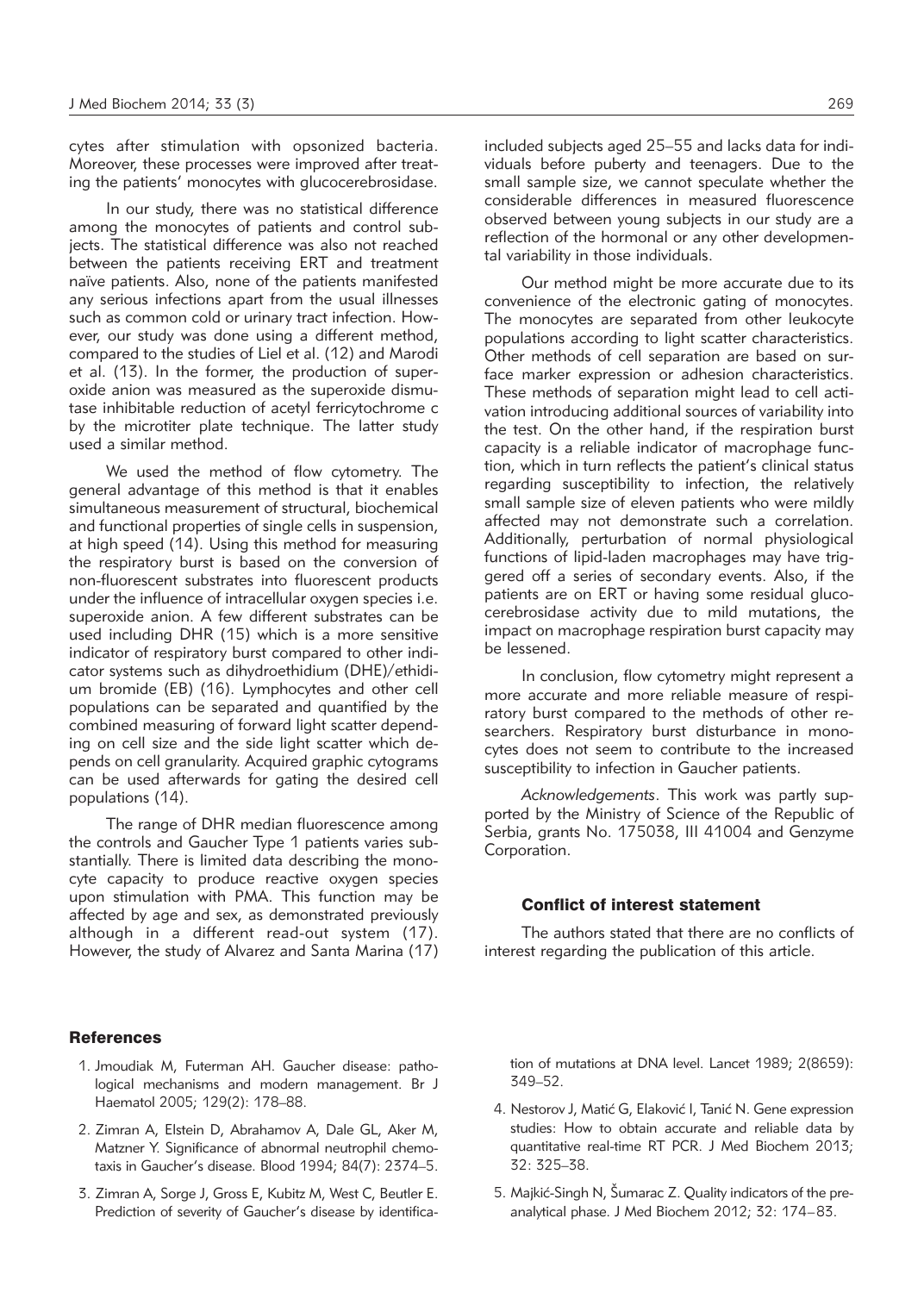cytes after stimulation with opsonized bacteria. Moreover, these processes were improved after treating the patients' monocytes with glucocerebrosidase.

In our study, there was no statistical difference among the monocytes of patients and control subjects. The statistical difference was also not reached between the patients receiving ERT and treatment naïve patients. Also, none of the patients manifested any serious infections apart from the usual illnesses such as common cold or urinary tract infection. However, our study was done using a different method, compared to the studies of Liel et al. (12) and Marodi et al. (13). In the former, the production of superoxide anion was measured as the superoxide dismutase inhibitable reduction of acetyl ferricytochrome c by the microtiter plate technique. The latter study used a similar method.

We used the method of flow cytometry. The general advantage of this method is that it enables simultaneous measurement of structural, biochemical and functional properties of single cells in suspension, at high speed (14). Using this method for measuring the respiratory burst is based on the conversion of non-fluorescent substrates into fluorescent products under the influence of intracellular oxygen species i.e. superoxide anion. A few different substrates can be used including DHR (15) which is a more sensitive indicator of respiratory burst compared to other indicator systems such as dihydroethidium (DHE)/ethidium bromide (EB) (16). Lymphocytes and other cell populations can be separated and quantified by the combined measuring of forward light scatter depending on cell size and the side light scatter which depends on cell granularity. Acquired graphic cytograms can be used afterwards for gating the desired cell populations (14).

The range of DHR median fluorescence among the controls and Gaucher Type 1 patients varies substantially. There is limited data describing the monocyte capacity to produce reactive oxygen species upon stimulation with PMA. This function may be affected by age and sex, as demonstrated previously although in a different read-out system (17). However, the study of Alvarez and Santa Marina (17) included subjects aged 25–55 and lacks data for individuals before puberty and teenagers. Due to the small sample size, we cannot speculate whether the considerable differences in measured fluorescence observed between young subjects in our study are a reflection of the hormonal or any other developmental variability in those individuals.

Our method might be more accurate due to its convenience of the electronic gating of monocytes. The monocytes are separated from other leukocyte populations according to light scatter characteristics. Other methods of cell separation are based on surface marker expression or adhesion characteristics. These methods of separation might lead to cell activation introducing additional sources of variability into the test. On the other hand, if the respiration burst capacity is a reliable indicator of macrophage function, which in turn reflects the patient's clinical status regarding susceptibility to infection, the relatively small sample size of eleven patients who were mildly affected may not demonstrate such a correlation. Additionally, perturbation of normal physiological functions of lipid-laden macrophages may have triggered off a series of secondary events. Also, if the patients are on ERT or having some residual glucocerebrosidase activity due to mild mutations, the impact on macrophage respiration burst capacity may be lessened.

In conclusion, flow cytometry might represent a more accurate and more reliable measure of respiratory burst compared to the methods of other researchers. Respiratory burst disturbance in monocytes does not seem to contribute to the increased susceptibility to infection in Gaucher patients.

*Acknowledgements*. This work was partly supported by the Ministry of Science of the Republic of Serbia, grants No. 175038, III 41004 and Genzyme Corporation.

## Conflict of interest statement

The authors stated that there are no conflicts of interest regarding the publication of this article.

## References

1. Jmoudiak M, Futerman AH. Gaucher disease: pathological mechanisms and modern management. Br J Haematol 2005; 129(2): 178–88.
2. Zimran A, Elstein D, Abrahamov A, Dale GL, Aker M, Matzner Y. Significance of abnormal neutrophil chemotaxis in Gaucher's disease. Blood 1994; 84(7): 2374–5.
3. Zimran A, Sorge J, Gross E, Kubitz M, West C, Beutler E. Prediction of severity of Gaucher's disease by identification of mutations at DNA level. Lancet 1989; 2(8659): 349–52.
4. Nestorov J, Matić G, Elaković I, Tanić N. Gene expression studies: How to obtain accurate and reliable data by quantitative real-time RT PCR. J Med Biochem 2013; 32: 325–38.
5. Majkić-Singh N, Šumarac Z. Quality indicators of the pre-analytical phase. J Med Biochem 2012; 32: 174–83.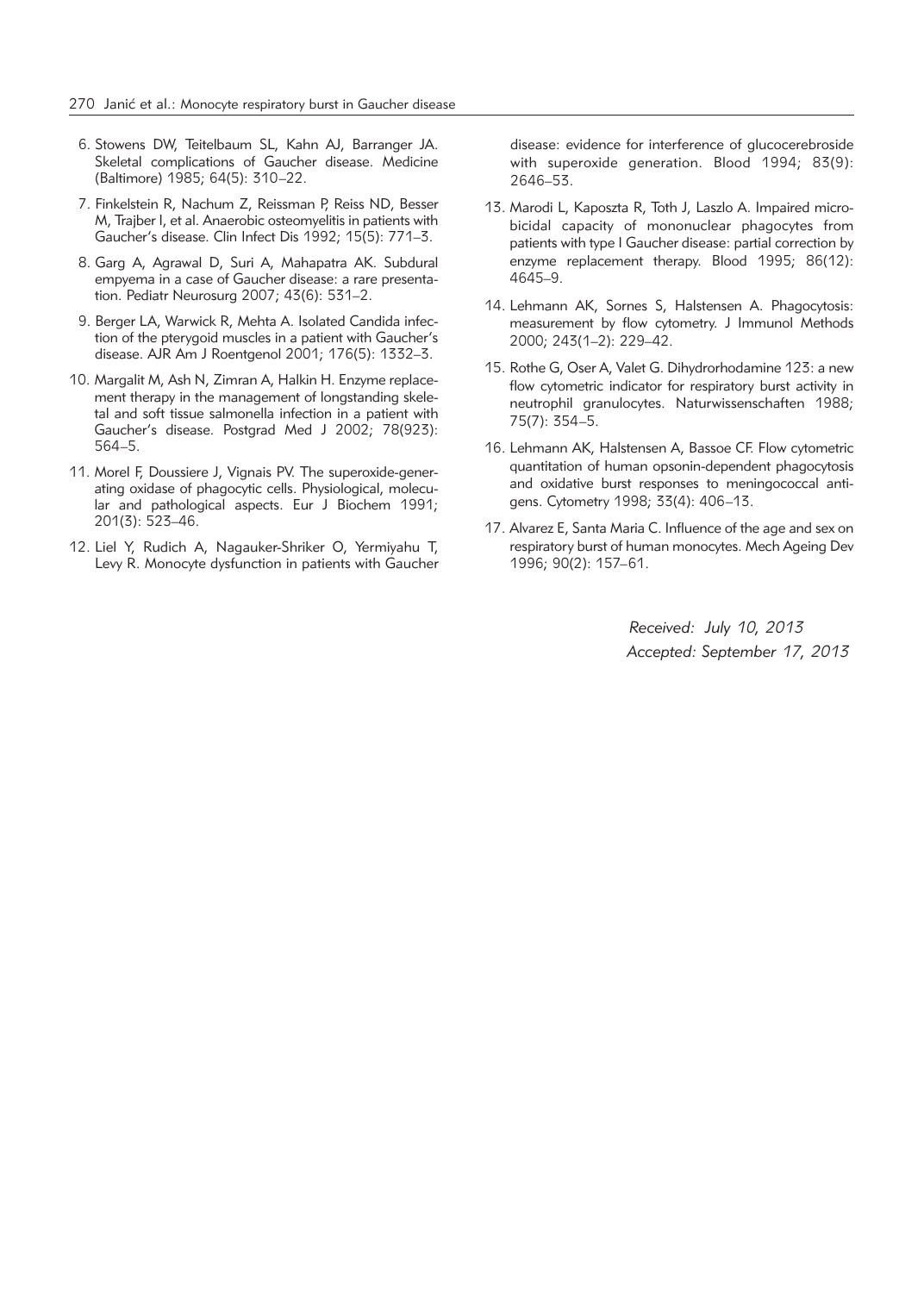6. Stowens DW, Teitelbaum SL, Kahn AJ, Barranger JA. Skeletal complications of Gaucher disease. Medicine (Baltimore) 1985; 64(5): 310–22.

7. Finkelstein R, Nachum Z, Reissman P, Reiss ND, Besser M, Trajber I, et al. Anaerobic osteomyelitis in patients with Gaucher's disease. Clin Infect Dis 1992; 15(5): 771–3.

8. Garg A, Agrawal D, Suri A, Mahapatra AK. Subdural empyema in a case of Gaucher disease: a rare presentation. Pediatr Neurosurg 2007; 43(6): 531–2.

9. Berger LA, Warwick R, Mehta A. Isolated Candida infection of the pterygoid muscles in a patient with Gaucher's disease. AJR Am J Roentgenol 2001; 176(5): 1332–3.

10. Margalit M, Ash N, Zimran A, Halkin H. Enzyme replacement therapy in the management of longstanding skeletal and soft tissue salmonella infection in a patient with Gaucher's disease. Postgrad Med J 2002; 78(923): 564–5.

11. Morel F, Doussiere J, Vignais PV. The superoxide-generating oxidase of phagocytic cells. Physiological, molecular and pathological aspects. Eur J Biochem 1991; 201(3): 523–46.

12. Liel Y, Rudich A, Nagauker-Shriker O, Yermiyahu T, Levy R. Monocyte dysfunction in patients with Gaucher disease: evidence for interference of glucocerebroside with superoxide generation. Blood 1994; 83(9): 2646–53.

13. Marodi L, Kaposzta R, Toth J, Laszlo A. Impaired microbicidal capacity of mononuclear phagocytes from patients with type I Gaucher disease: partial correction by enzyme replacement therapy. Blood 1995; 86(12): 4645–9.

14. Lehmann AK, Sornes S, Halstensen A. Phagocytosis: measurement by flow cytometry. J Immunol Methods 2000; 243(1–2): 229–42.

15. Rothe G, Oser A, Valet G. Dihydrorhodamine 123: a new flow cytometric indicator for respiratory burst activity in neutrophil granulocytes. Naturwissenschaften 1988; 75(7): 354–5.

16. Lehmann AK, Halstensen A, Bassoe CF. Flow cytometric quantitation of human opsonin-dependent phagocytosis and oxidative burst responses to meningococcal antigens. Cytometry 1998; 33(4): 406–13.

17. Alvarez E, Santa Maria C. Influence of the age and sex on respiratory burst of human monocytes. Mech Ageing Dev 1996; 90(2): 157–61.

*Received: July 10, 2013*
*Accepted: September 17, 2013*